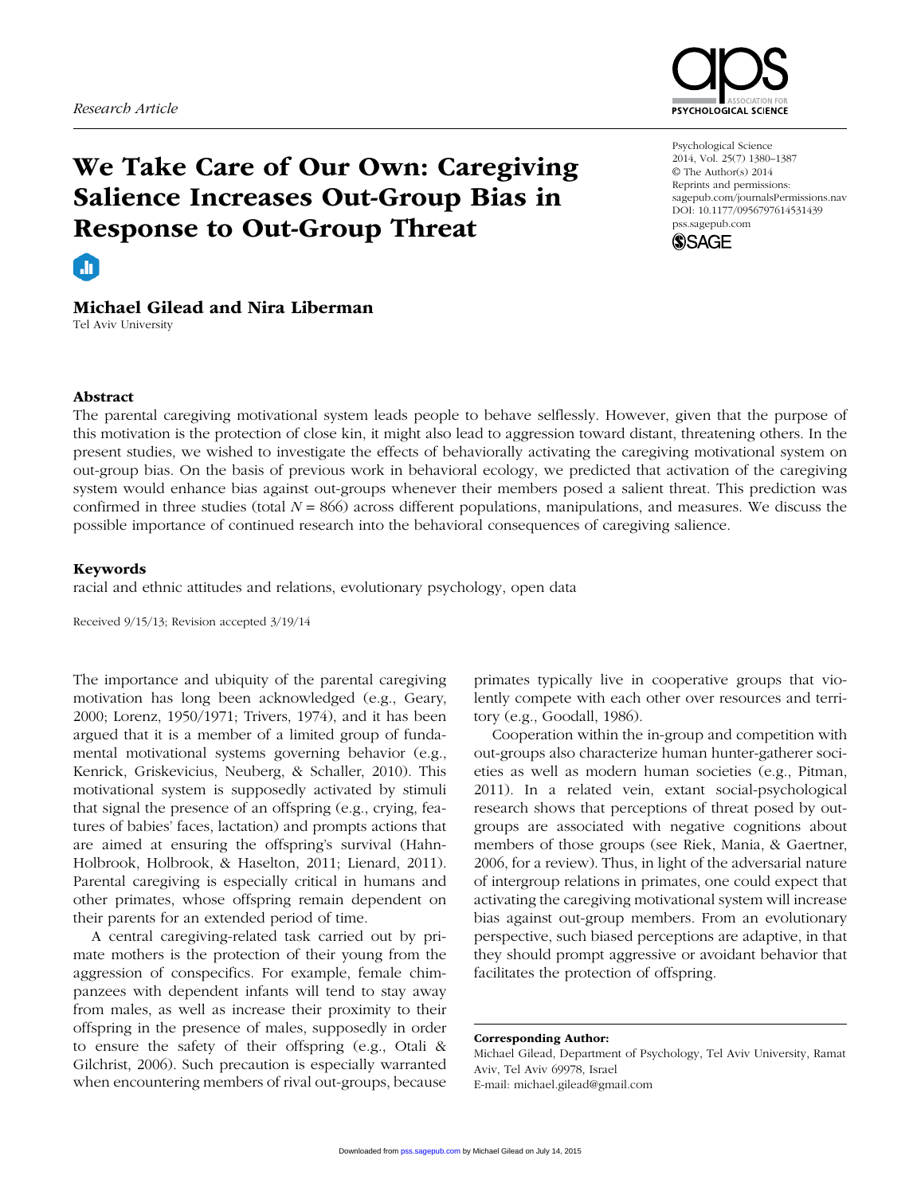*Research Article*

# We Take Care of Our Own: Caregiving Salience Increases Out-Group Bias in Response to Out-Group Threat

Psychological Science
2014, Vol. 25(7) 1380–1387
© The Author(s) 2014
Reprints and permissions:
sagepub.com/journalsPermissions.nav
DOI: 10.1177/0956797614531439
pss.sagepub.com

**Michael Gilead and Nira Liberman**
Tel Aviv University

## Abstract

The parental caregiving motivational system leads people to behave selflessly. However, given that the purpose of this motivation is the protection of close kin, it might also lead to aggression toward distant, threatening others. In the present studies, we wished to investigate the effects of behaviorally activating the caregiving motivational system on out-group bias. On the basis of previous work in behavioral ecology, we predicted that activation of the caregiving system would enhance bias against out-groups whenever their members posed a salient threat. This prediction was confirmed in three studies (total $N = 866$) across different populations, manipulations, and measures. We discuss the possible importance of continued research into the behavioral consequences of caregiving salience.

## Keywords

racial and ethnic attitudes and relations, evolutionary psychology, open data

Received 9/15/13; Revision accepted 3/19/14

The importance and ubiquity of the parental caregiving motivation has long been acknowledged (e.g., Geary, 2000; Lorenz, 1950/1971; Trivers, 1974), and it has been argued that it is a member of a limited group of fundamental motivational systems governing behavior (e.g., Kenrick, Griskevicius, Neuberg, & Schaller, 2010). This motivational system is supposedly activated by stimuli that signal the presence of an offspring (e.g., crying, features of babies' faces, lactation) and prompts actions that are aimed at ensuring the offspring's survival (Hahn-Holbrook, Holbrook, & Haselton, 2011; Lienard, 2011). Parental caregiving is especially critical in humans and other primates, whose offspring remain dependent on their parents for an extended period of time.

A central caregiving-related task carried out by primate mothers is the protection of their young from the aggression of conspecifics. For example, female chimpanzees with dependent infants will tend to stay away from males, as well as increase their proximity to their offspring in the presence of males, supposedly in order to ensure the safety of their offspring (e.g., Otali & Gilchrist, 2006). Such precaution is especially warranted when encountering members of rival out-groups, because primates typically live in cooperative groups that violently compete with each other over resources and territory (e.g., Goodall, 1986).

Cooperation within the in-group and competition with out-groups also characterize human hunter-gatherer societies as well as modern human societies (e.g., Pitman, 2011). In a related vein, extant social-psychological research shows that perceptions of threat posed by out-groups are associated with negative cognitions about members of those groups (see Riek, Mania, & Gaertner, 2006, for a review). Thus, in light of the adversarial nature of intergroup relations in primates, one could expect that activating the caregiving motivational system will increase bias against out-group members. From an evolutionary perspective, such biased perceptions are adaptive, in that they should prompt aggressive or avoidant behavior that facilitates the protection of offspring.

**Corresponding Author:**
Michael Gilead, Department of Psychology, Tel Aviv University, Ramat Aviv, Tel Aviv 69978, Israel
E-mail: michael.gilead@gmail.com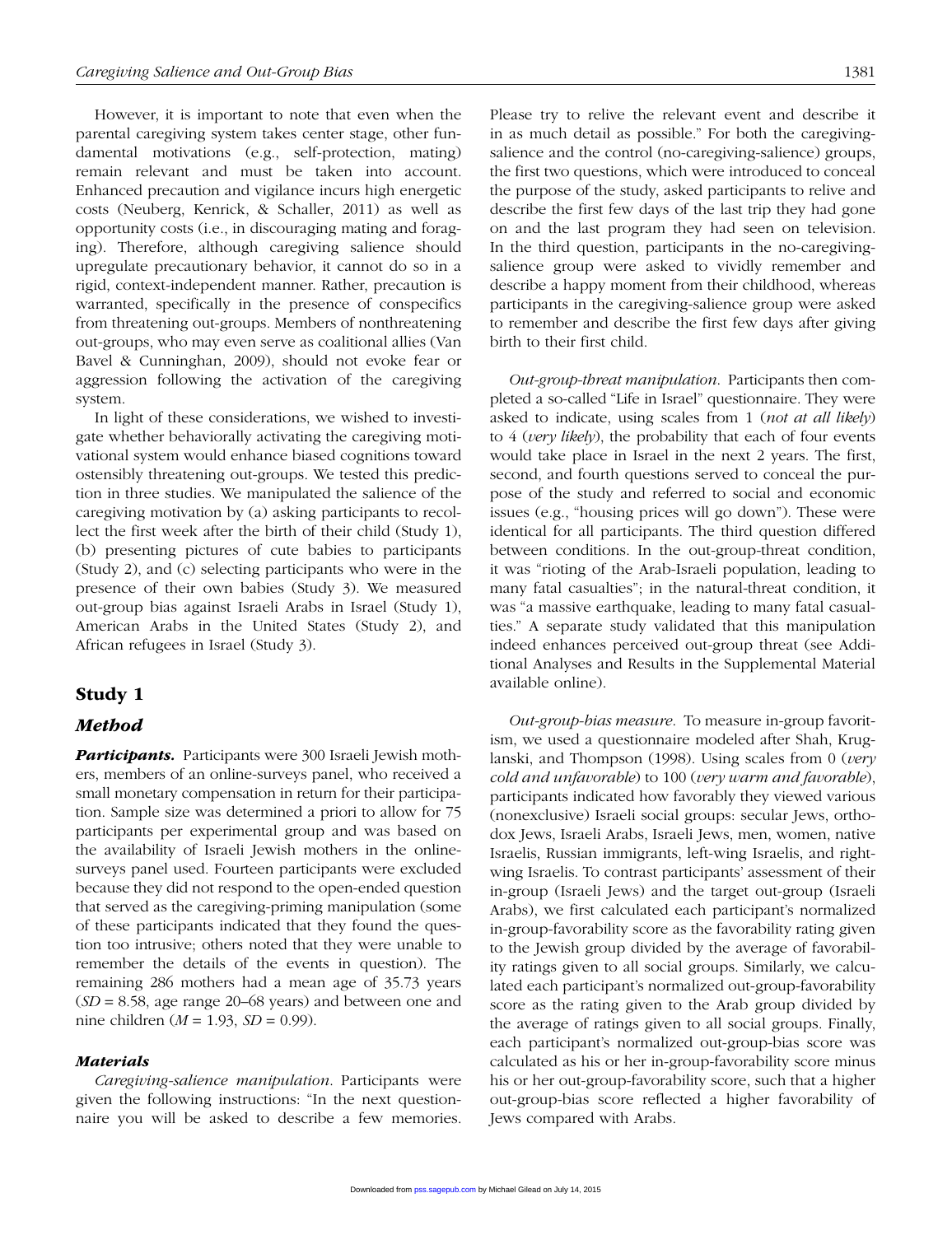However, it is important to note that even when the parental caregiving system takes center stage, other fundamental motivations (e.g., self-protection, mating) remain relevant and must be taken into account. Enhanced precaution and vigilance incurs high energetic costs (Neuberg, Kenrick, & Schaller, 2011) as well as opportunity costs (i.e., in discouraging mating and foraging). Therefore, although caregiving salience should upregulate precautionary behavior, it cannot do so in a rigid, context-independent manner. Rather, precaution is warranted, specifically in the presence of conspecifics from threatening out-groups. Members of nonthreatening out-groups, who may even serve as coalitional allies (Van Bavel & Cunninghan, 2009), should not evoke fear or aggression following the activation of the caregiving system.

In light of these considerations, we wished to investigate whether behaviorally activating the caregiving motivational system would enhance biased cognitions toward ostensibly threatening out-groups. We tested this prediction in three studies. We manipulated the salience of the caregiving motivation by (a) asking participants to recollect the first week after the birth of their child (Study 1), (b) presenting pictures of cute babies to participants (Study 2), and (c) selecting participants who were in the presence of their own babies (Study 3). We measured out-group bias against Israeli Arabs in Israel (Study 1), American Arabs in the United States (Study 2), and African refugees in Israel (Study 3).

## Study 1

### *Method*

***Participants.*** Participants were 300 Israeli Jewish mothers, members of an online-surveys panel, who received a small monetary compensation in return for their participation. Sample size was determined a priori to allow for 75 participants per experimental group and was based on the availability of Israeli Jewish mothers in the online-surveys panel used. Fourteen participants were excluded because they did not respond to the open-ended question that served as the caregiving-priming manipulation (some of these participants indicated that they found the question too intrusive; others noted that they were unable to remember the details of the events in question). The remaining 286 mothers had a mean age of 35.73 years ($SD$ = 8.58, age range 20–68 years) and between one and nine children ($M$ = 1.93, $SD$ = 0.99).

#### *Materials*

*Caregiving-salience manipulation.* Participants were given the following instructions: "In the next questionnaire you will be asked to describe a few memories. Please try to relive the relevant event and describe it in as much detail as possible." For both the caregiving-salience and the control (no-caregiving-salience) groups, the first two questions, which were introduced to conceal the purpose of the study, asked participants to relive and describe the first few days of the last trip they had gone on and the last program they had seen on television. In the third question, participants in the no-caregiving-salience group were asked to vividly remember and describe a happy moment from their childhood, whereas participants in the caregiving-salience group were asked to remember and describe the first few days after giving birth to their first child.

*Out-group-threat manipulation.* Participants then completed a so-called "Life in Israel" questionnaire. They were asked to indicate, using scales from 1 (*not at all likely*) to 4 (*very likely*), the probability that each of four events would take place in Israel in the next 2 years. The first, second, and fourth questions served to conceal the purpose of the study and referred to social and economic issues (e.g., "housing prices will go down"). These were identical for all participants. The third question differed between conditions. In the out-group-threat condition, it was "rioting of the Arab-Israeli population, leading to many fatal casualties"; in the natural-threat condition, it was "a massive earthquake, leading to many fatal casualties." A separate study validated that this manipulation indeed enhances perceived out-group threat (see Additional Analyses and Results in the Supplemental Material available online).

*Out-group-bias measure.* To measure in-group favoritism, we used a questionnaire modeled after Shah, Kruglanski, and Thompson (1998). Using scales from 0 (*very cold and unfavorable*) to 100 (*very warm and favorable*), participants indicated how favorably they viewed various (nonexclusive) Israeli social groups: secular Jews, orthodox Jews, Israeli Arabs, Israeli Jews, men, women, native Israelis, Russian immigrants, left-wing Israelis, and right-wing Israelis. To contrast participants' assessment of their in-group (Israeli Jews) and the target out-group (Israeli Arabs), we first calculated each participant's normalized in-group-favorability score as the favorability rating given to the Jewish group divided by the average of favorability ratings given to all social groups. Similarly, we calculated each participant's normalized out-group-favorability score as the rating given to the Arab group divided by the average of ratings given to all social groups. Finally, each participant's normalized out-group-bias score was calculated as his or her in-group-favorability score minus his or her out-group-favorability score, such that a higher out-group-bias score reflected a higher favorability of Jews compared with Arabs.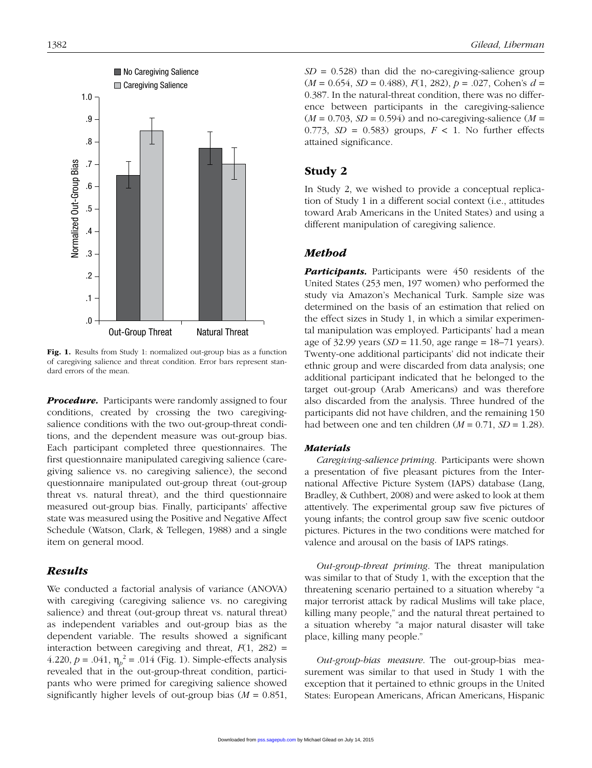Fig. 1. Results from Study 1: normalized out-group bias as a function of caregiving salience and threat condition. Error bars represent standard errors of the mean.

***Procedure.*** Participants were randomly assigned to four conditions, created by crossing the two caregiving-salience conditions with the two out-group-threat conditions, and the dependent measure was out-group bias. Each participant completed three questionnaires. The first questionnaire manipulated caregiving salience (caregiving salience vs. no caregiving salience), the second questionnaire manipulated out-group threat (out-group threat vs. natural threat), and the third questionnaire measured out-group bias. Finally, participants' affective state was measured using the Positive and Negative Affect Schedule (Watson, Clark, & Tellegen, 1988) and a single item on general mood.

## *Results*

We conducted a factorial analysis of variance (ANOVA) with caregiving (caregiving salience vs. no caregiving salience) and threat (out-group threat vs. natural threat) as independent variables and out-group bias as the dependent variable. The results showed a significant interaction between caregiving and threat, $F(1, 282) = 4.220$, $p = .041$, $\eta_p^2 = .014$ (Fig. 1). Simple-effects analysis revealed that in the out-group-threat condition, participants who were primed for caregiving salience showed significantly higher levels of out-group bias ($M = 0.851$, $SD = 0.528$) than did the no-caregiving-salience group ($M = 0.654$, $SD = 0.488$), $F(1, 282)$, $p = .027$, Cohen's $d = 0.387$. In the natural-threat condition, there was no difference between participants in the caregiving-salience ($M = 0.703$, $SD = 0.594$) and no-caregiving-salience ($M = 0.773$, $SD = 0.583$) groups, $F < 1$. No further effects attained significance.

# Study 2

In Study 2, we wished to provide a conceptual replication of Study 1 in a different social context (i.e., attitudes toward Arab Americans in the United States) and using a different manipulation of caregiving salience.

## *Method*

***Participants.*** Participants were 450 residents of the United States (253 men, 197 women) who performed the study via Amazon's Mechanical Turk. Sample size was determined on the basis of an estimation that relied on the effect sizes in Study 1, in which a similar experimental manipulation was employed. Participants' had a mean age of 32.99 years ($SD = 11.50$, age range = 18–71 years). Twenty-one additional participants' did not indicate their ethnic group and were discarded from data analysis; one additional participant indicated that he belonged to the target out-group (Arab Americans) and was therefore also discarded from the analysis. Three hundred of the participants did not have children, and the remaining 150 had between one and ten children ($M = 0.71$, $SD = 1.28$).

### *Materials*

*Caregiving-salience priming.* Participants were shown a presentation of five pleasant pictures from the International Affective Picture System (IAPS) database (Lang, Bradley, & Cuthbert, 2008) and were asked to look at them attentively. The experimental group saw five pictures of young infants; the control group saw five scenic outdoor pictures. Pictures in the two conditions were matched for valence and arousal on the basis of IAPS ratings.

*Out-group-threat priming.* The threat manipulation was similar to that of Study 1, with the exception that the threatening scenario pertained to a situation whereby "a major terrorist attack by radical Muslims will take place, killing many people," and the natural threat pertained to a situation whereby "a major natural disaster will take place, killing many people."

*Out-group-bias measure.* The out-group-bias measurement was similar to that used in Study 1 with the exception that it pertained to ethnic groups in the United States: European Americans, African Americans, Hispanic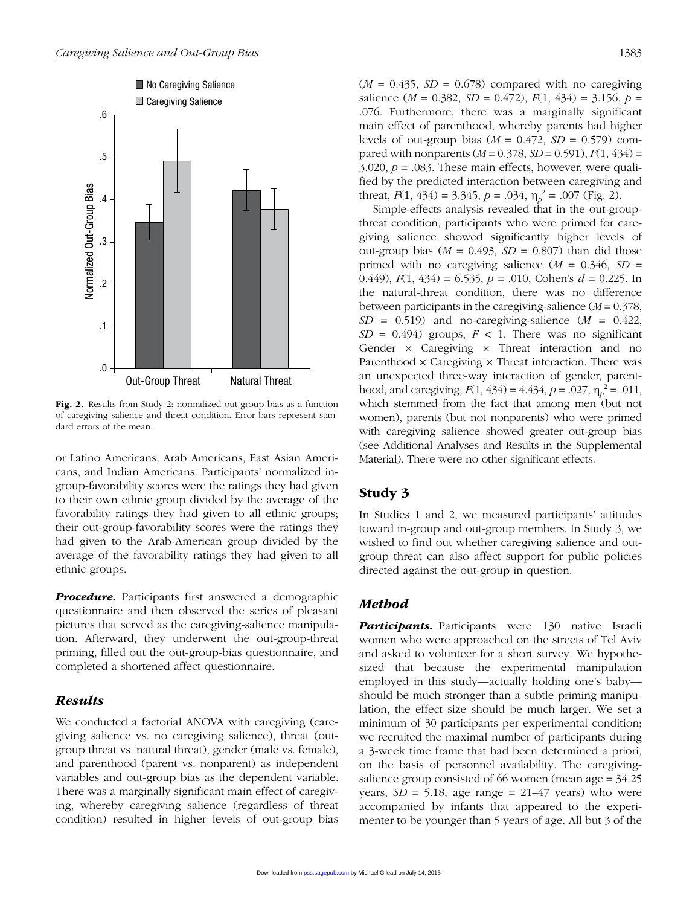Fig. 2. Results from Study 2: normalized out-group bias as a function of caregiving salience and threat condition. Error bars represent standard errors of the mean.

or Latino Americans, Arab Americans, East Asian Americans, and Indian Americans. Participants' normalized in-group-favorability scores were the ratings they had given to their own ethnic group divided by the average of the favorability ratings they had given to all ethnic groups; their out-group-favorability scores were the ratings they had given to the Arab-American group divided by the average of the favorability ratings they had given to all ethnic groups.

***Procedure.*** Participants first answered a demographic questionnaire and then observed the series of pleasant pictures that served as the caregiving-salience manipulation. Afterward, they underwent the out-group-threat priming, filled out the out-group-bias questionnaire, and completed a shortened affect questionnaire.

### *Results*

We conducted a factorial ANOVA with caregiving (caregiving salience vs. no caregiving salience), threat (out-group threat vs. natural threat), gender (male vs. female), and parenthood (parent vs. nonparent) as independent variables and out-group bias as the dependent variable. There was a marginally significant main effect of caregiving, whereby caregiving salience (regardless of threat condition) resulted in higher levels of out-group bias ($M$ = 0.435, $SD$ = 0.678) compared with no caregiving salience ($M$ = 0.382, $SD$ = 0.472), $F(1, 434) = 3.156$, $p$ = .076. Furthermore, there was a marginally significant main effect of parenthood, whereby parents had higher levels of out-group bias ($M$ = 0.472, $SD$ = 0.579) compared with nonparents ($M$ = 0.378, $SD$ = 0.591), $F(1, 434) = 3.020$, $p$ = .083. These main effects, however, were qualified by the predicted interaction between caregiving and threat, $F(1, 434) = 3.345$, $p$ = .034, $\eta_p^2$ = .007 (Fig. 2).

Simple-effects analysis revealed that in the out-group-threat condition, participants who were primed for caregiving salience showed significantly higher levels of out-group bias ($M$ = 0.493, $SD$ = 0.807) than did those primed with no caregiving salience ($M$ = 0.346, $SD$ = 0.449), $F(1, 434) = 6.535$, $p$ = .010, Cohen's $d$ = 0.225. In the natural-threat condition, there was no difference between participants in the caregiving-salience ($M$ = 0.378, $SD$ = 0.519) and no-caregiving-salience ($M$ = 0.422, $SD$ = 0.494) groups, $F < 1$. There was no significant Gender × Caregiving × Threat interaction and no Parenthood × Caregiving × Threat interaction. There was an unexpected three-way interaction of gender, parenthood, and caregiving, $F(1, 434) = 4.434$, $p$ = .027, $\eta_p^2$ = .011, which stemmed from the fact that among men (but not women), parents (but not nonparents) who were primed with caregiving salience showed greater out-group bias (see Additional Analyses and Results in the Supplemental Material). There were no other significant effects.

## Study 3

In Studies 1 and 2, we measured participants' attitudes toward in-group and out-group members. In Study 3, we wished to find out whether caregiving salience and out-group threat can also affect support for public policies directed against the out-group in question.

### *Method*

***Participants.*** Participants were 130 native Israeli women who were approached on the streets of Tel Aviv and asked to volunteer for a short survey. We hypothesized that because the experimental manipulation employed in this study—actually holding one's baby—should be much stronger than a subtle priming manipulation, the effect size should be much larger. We set a minimum of 30 participants per experimental condition; we recruited the maximal number of participants during a 3-week time frame that had been determined a priori, on the basis of personnel availability. The caregiving-salience group consisted of 66 women (mean age = 34.25 years, $SD$ = 5.18, age range = 21–47 years) who were accompanied by infants that appeared to the experimenter to be younger than 5 years of age. All but 3 of the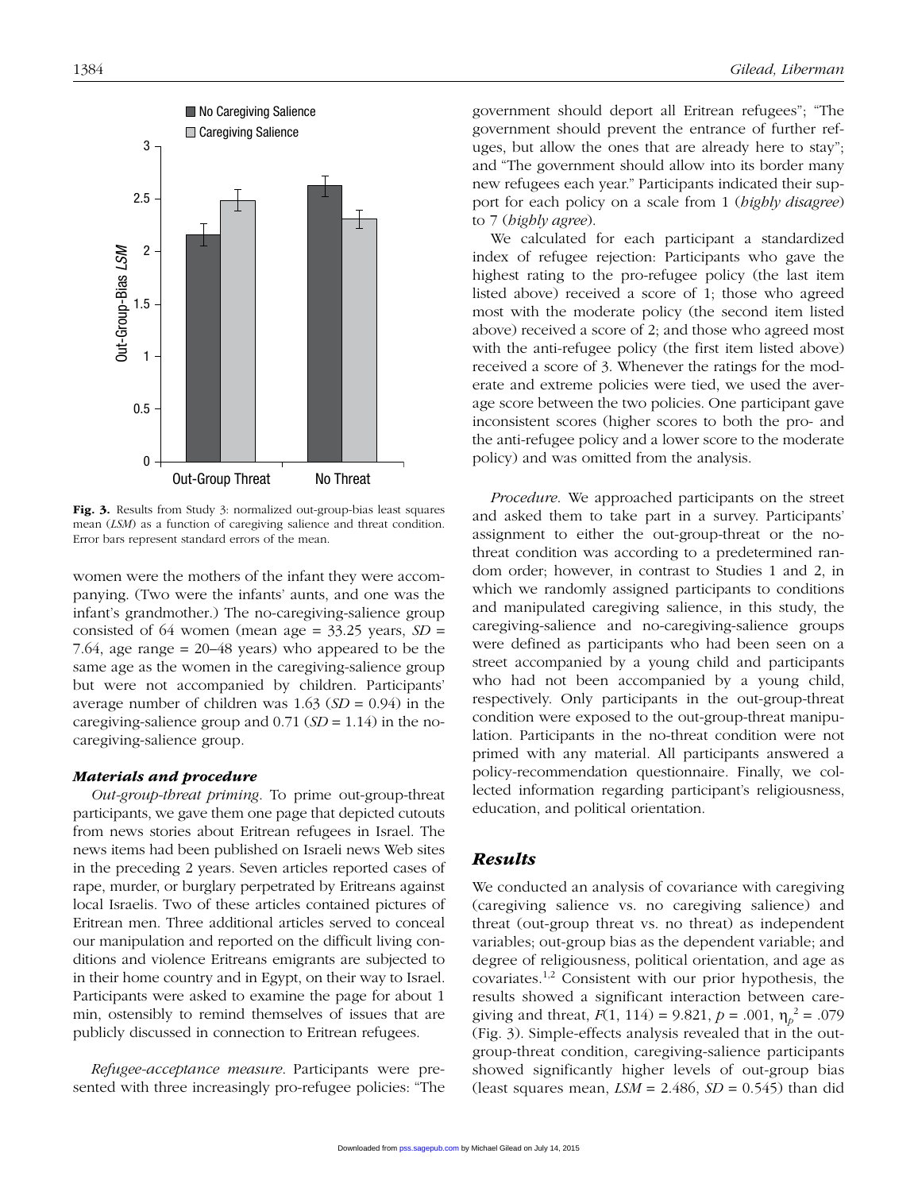Fig. 3. Results from Study 3: normalized out-group-bias least squares mean (*LSM*) as a function of caregiving salience and threat condition. Error bars represent standard errors of the mean.

women were the mothers of the infant they were accompanying. (Two were the infants' aunts, and one was the infant's grandmother.) The no-caregiving-salience group consisted of 64 women (mean age = 33.25 years, *SD* = 7.64, age range = 20–48 years) who appeared to be the same age as the women in the caregiving-salience group but were not accompanied by children. Participants' average number of children was 1.63 (*SD* = 0.94) in the caregiving-salience group and 0.71 (*SD* = 1.14) in the no-caregiving-salience group.

### *Materials and procedure*

*Out-group-threat priming.* To prime out-group-threat participants, we gave them one page that depicted cutouts from news stories about Eritrean refugees in Israel. The news items had been published on Israeli news Web sites in the preceding 2 years. Seven articles reported cases of rape, murder, or burglary perpetrated by Eritreans against local Israelis. Two of these articles contained pictures of Eritrean men. Three additional articles served to conceal our manipulation and reported on the difficult living conditions and violence Eritreans emigrants are subjected to in their home country and in Egypt, on their way to Israel. Participants were asked to examine the page for about 1 min, ostensibly to remind themselves of issues that are publicly discussed in connection to Eritrean refugees.

*Refugee-acceptance measure.* Participants were presented with three increasingly pro-refugee policies: "The government should deport all Eritrean refugees"; "The government should prevent the entrance of further refuges, but allow the ones that are already here to stay"; and "The government should allow into its border many new refugees each year." Participants indicated their support for each policy on a scale from 1 (*highly disagree*) to 7 (*highly agree*).

We calculated for each participant a standardized index of refugee rejection: Participants who gave the highest rating to the pro-refugee policy (the last item listed above) received a score of 1; those who agreed most with the moderate policy (the second item listed above) received a score of 2; and those who agreed most with the anti-refugee policy (the first item listed above) received a score of 3. Whenever the ratings for the moderate and extreme policies were tied, we used the average score between the two policies. One participant gave inconsistent scores (higher scores to both the pro- and the anti-refugee policy and a lower score to the moderate policy) and was omitted from the analysis.

*Procedure.* We approached participants on the street and asked them to take part in a survey. Participants' assignment to either the out-group-threat or the no-threat condition was according to a predetermined random order; however, in contrast to Studies 1 and 2, in which we randomly assigned participants to conditions and manipulated caregiving salience, in this study, the caregiving-salience and no-caregiving-salience groups were defined as participants who had been seen on a street accompanied by a young child and participants who had not been accompanied by a young child, respectively. Only participants in the out-group-threat condition were exposed to the out-group-threat manipulation. Participants in the no-threat condition were not primed with any material. All participants answered a policy-recommendation questionnaire. Finally, we collected information regarding participant's religiousness, education, and political orientation.

## *Results*

We conducted an analysis of covariance with caregiving (caregiving salience vs. no caregiving salience) and threat (out-group threat vs. no threat) as independent variables; out-group bias as the dependent variable; and degree of religiousness, political orientation, and age as covariates.[1,2] Consistent with our prior hypothesis, the results showed a significant interaction between caregiving and threat, $F(1, 114) = 9.821$, $p = .001$, $\eta_p^2 = .079$ (Fig. 3). Simple-effects analysis revealed that in the out-group-threat condition, caregiving-salience participants showed significantly higher levels of out-group bias (least squares mean, $LSM = 2.486$, $SD = 0.545$) than did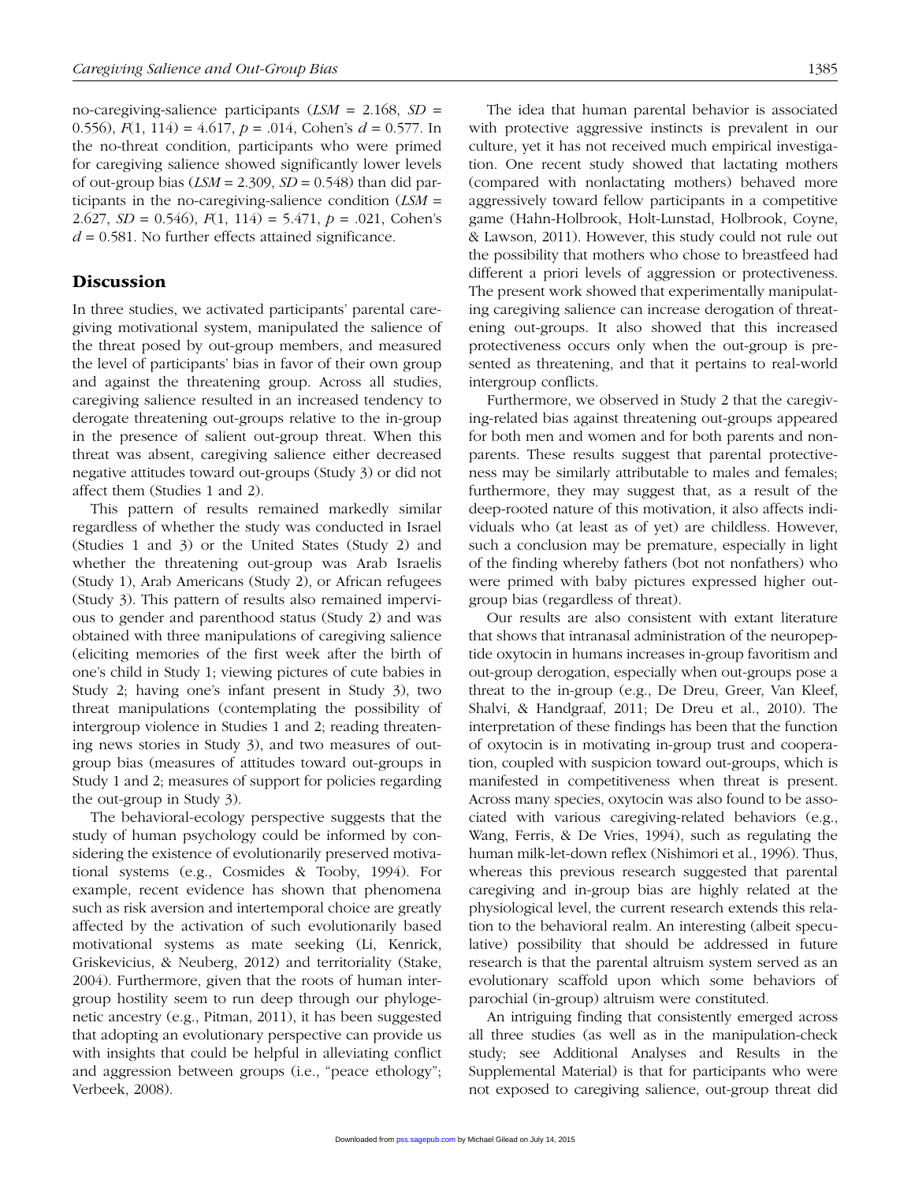no-caregiving-salience participants (*LSM* = 2.168, *SD* = 0.556), $F(1, 114) = 4.617$, $p = .014$, Cohen's $d = 0.577$. In the no-threat condition, participants who were primed for caregiving salience showed significantly lower levels of out-group bias (*LSM* = 2.309, *SD* = 0.548) than did participants in the no-caregiving-salience condition (*LSM* = 2.627, *SD* = 0.546), $F(1, 114) = 5.471$, $p = .021$, Cohen's $d = 0.581$. No further effects attained significance.

## Discussion

In three studies, we activated participants' parental caregiving motivational system, manipulated the salience of the threat posed by out-group members, and measured the level of participants' bias in favor of their own group and against the threatening group. Across all studies, caregiving salience resulted in an increased tendency to derogate threatening out-groups relative to the in-group in the presence of salient out-group threat. When this threat was absent, caregiving salience either decreased negative attitudes toward out-groups (Study 3) or did not affect them (Studies 1 and 2).

This pattern of results remained markedly similar regardless of whether the study was conducted in Israel (Studies 1 and 3) or the United States (Study 2) and whether the threatening out-group was Arab Israelis (Study 1), Arab Americans (Study 2), or African refugees (Study 3). This pattern of results also remained impervious to gender and parenthood status (Study 2) and was obtained with three manipulations of caregiving salience (eliciting memories of the first week after the birth of one's child in Study 1; viewing pictures of cute babies in Study 2; having one's infant present in Study 3), two threat manipulations (contemplating the possibility of intergroup violence in Studies 1 and 2; reading threatening news stories in Study 3), and two measures of out-group bias (measures of attitudes toward out-groups in Study 1 and 2; measures of support for policies regarding the out-group in Study 3).

The behavioral-ecology perspective suggests that the study of human psychology could be informed by considering the existence of evolutionarily preserved motivational systems (e.g., Cosmides & Tooby, 1994). For example, recent evidence has shown that phenomena such as risk aversion and intertemporal choice are greatly affected by the activation of such evolutionarily based motivational systems as mate seeking (Li, Kenrick, Griskevicius, & Neuberg, 2012) and territoriality (Stake, 2004). Furthermore, given that the roots of human intergroup hostility seem to run deep through our phylogenetic ancestry (e.g., Pitman, 2011), it has been suggested that adopting an evolutionary perspective can provide us with insights that could be helpful in alleviating conflict and aggression between groups (i.e., "peace ethology"; Verbeek, 2008).

The idea that human parental behavior is associated with protective aggressive instincts is prevalent in our culture, yet it has not received much empirical investigation. One recent study showed that lactating mothers (compared with nonlactating mothers) behaved more aggressively toward fellow participants in a competitive game (Hahn-Holbrook, Holt-Lunstad, Holbrook, Coyne, & Lawson, 2011). However, this study could not rule out the possibility that mothers who chose to breastfeed had different a priori levels of aggression or protectiveness. The present work showed that experimentally manipulating caregiving salience can increase derogation of threatening out-groups. It also showed that this increased protectiveness occurs only when the out-group is presented as threatening, and that it pertains to real-world intergroup conflicts.

Furthermore, we observed in Study 2 that the caregiving-related bias against threatening out-groups appeared for both men and women and for both parents and nonparents. These results suggest that parental protectiveness may be similarly attributable to males and females; furthermore, they may suggest that, as a result of the deep-rooted nature of this motivation, it also affects individuals who (at least as of yet) are childless. However, such a conclusion may be premature, especially in light of the finding whereby fathers (bot not nonfathers) who were primed with baby pictures expressed higher out-group bias (regardless of threat).

Our results are also consistent with extant literature that shows that intranasal administration of the neuropeptide oxytocin in humans increases in-group favoritism and out-group derogation, especially when out-groups pose a threat to the in-group (e.g., De Dreu, Greer, Van Kleef, Shalvi, & Handgraaf, 2011; De Dreu et al., 2010). The interpretation of these findings has been that the function of oxytocin is in motivating in-group trust and cooperation, coupled with suspicion toward out-groups, which is manifested in competitiveness when threat is present. Across many species, oxytocin was also found to be associated with various caregiving-related behaviors (e.g., Wang, Ferris, & De Vries, 1994), such as regulating the human milk-let-down reflex (Nishimori et al., 1996). Thus, whereas this previous research suggested that parental caregiving and in-group bias are highly related at the physiological level, the current research extends this relation to the behavioral realm. An interesting (albeit speculative) possibility that should be addressed in future research is that the parental altruism system served as an evolutionary scaffold upon which some behaviors of parochial (in-group) altruism were constituted.

An intriguing finding that consistently emerged across all three studies (as well as in the manipulation-check study; see Additional Analyses and Results in the Supplemental Material) is that for participants who were not exposed to caregiving salience, out-group threat did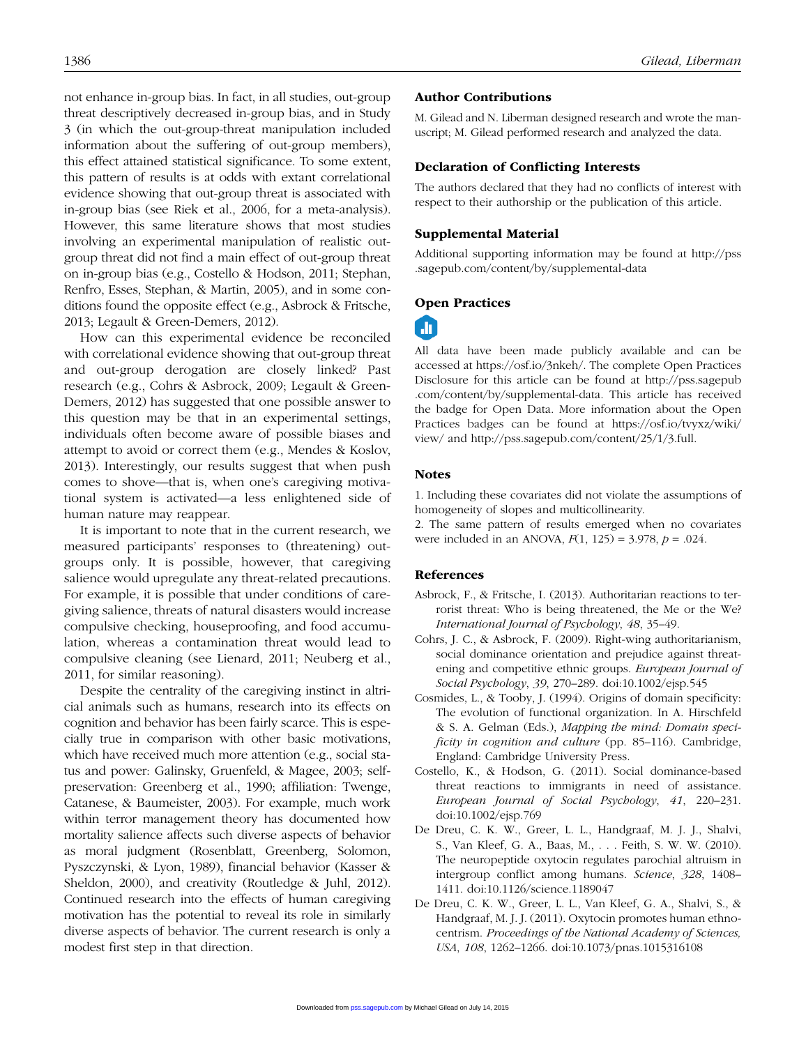not enhance in-group bias. In fact, in all studies, out-group threat descriptively decreased in-group bias, and in Study 3 (in which the out-group-threat manipulation included information about the suffering of out-group members), this effect attained statistical significance. To some extent, this pattern of results is at odds with extant correlational evidence showing that out-group threat is associated with in-group bias (see Riek et al., 2006, for a meta-analysis). However, this same literature shows that most studies involving an experimental manipulation of realistic out-group threat did not find a main effect of out-group threat on in-group bias (e.g., Costello & Hodson, 2011; Stephan, Renfro, Esses, Stephan, & Martin, 2005), and in some conditions found the opposite effect (e.g., Asbrock & Fritsche, 2013; Legault & Green-Demers, 2012).

How can this experimental evidence be reconciled with correlational evidence showing that out-group threat and out-group derogation are closely linked? Past research (e.g., Cohrs & Asbrock, 2009; Legault & Green-Demers, 2012) has suggested that one possible answer to this question may be that in an experimental settings, individuals often become aware of possible biases and attempt to avoid or correct them (e.g., Mendes & Koslov, 2013). Interestingly, our results suggest that when push comes to shove—that is, when one's caregiving motivational system is activated—a less enlightened side of human nature may reappear.

It is important to note that in the current research, we measured participants' responses to (threatening) out-groups only. It is possible, however, that caregiving salience would upregulate any threat-related precautions. For example, it is possible that under conditions of caregiving salience, threats of natural disasters would increase compulsive checking, houseproofing, and food accumulation, whereas a contamination threat would lead to compulsive cleaning (see Lienard, 2011; Neuberg et al., 2011, for similar reasoning).

Despite the centrality of the caregiving instinct in altricial animals such as humans, research into its effects on cognition and behavior has been fairly scarce. This is especially true in comparison with other basic motivations, which have received much more attention (e.g., social status and power: Galinsky, Gruenfeld, & Magee, 2003; self-preservation: Greenberg et al., 1990; affiliation: Twenge, Catanese, & Baumeister, 2003). For example, much work within terror management theory has documented how mortality salience affects such diverse aspects of behavior as moral judgment (Rosenblatt, Greenberg, Solomon, Pyszczynski, & Lyon, 1989), financial behavior (Kasser & Sheldon, 2000), and creativity (Routledge & Juhl, 2012). Continued research into the effects of human caregiving motivation has the potential to reveal its role in similarly diverse aspects of behavior. The current research is only a modest first step in that direction.

## Author Contributions

M. Gilead and N. Liberman designed research and wrote the manuscript; M. Gilead performed research and analyzed the data.

## Declaration of Conflicting Interests

The authors declared that they had no conflicts of interest with respect to their authorship or the publication of this article.

## Supplemental Material

Additional supporting information may be found at http://pss.sagepub.com/content/by/supplemental-data

## Open Practices

All data have been made publicly available and can be accessed at https://osf.io/3nkeh/. The complete Open Practices Disclosure for this article can be found at http://pss.sagepub.com/content/by/supplemental-data. This article has received the badge for Open Data. More information about the Open Practices badges can be found at https://osf.io/tvyxz/wiki/view/ and http://pss.sagepub.com/content/25/1/3.full.

## Notes

1. Including these covariates did not violate the assumptions of homogeneity of slopes and multicollinearity.

2. The same pattern of results emerged when no covariates were included in an ANOVA, $F(1, 125) = 3.978$, $p = .024$.

## References

Asbrock, F., & Fritsche, I. (2013). Authoritarian reactions to terrorist threat: Who is being threatened, the Me or the We? *International Journal of Psychology*, *48*, 35–49.

Cohrs, J. C., & Asbrock, F. (2009). Right-wing authoritarianism, social dominance orientation and prejudice against threatening and competitive ethnic groups. *European Journal of Social Psychology*, *39*, 270–289. doi:10.1002/ejsp.545

Cosmides, L., & Tooby, J. (1994). Origins of domain specificity: The evolution of functional organization. In A. Hirschfeld & S. A. Gelman (Eds.), *Mapping the mind: Domain specificity in cognition and culture* (pp. 85–116). Cambridge, England: Cambridge University Press.

Costello, K., & Hodson, G. (2011). Social dominance-based threat reactions to immigrants in need of assistance. *European Journal of Social Psychology*, *41*, 220–231. doi:10.1002/ejsp.769

De Dreu, C. K. W., Greer, L. L., Handgraaf, M. J. J., Shalvi, S., Van Kleef, G. A., Baas, M., . . . Feith, S. W. W. (2010). The neuropeptide oxytocin regulates parochial altruism in intergroup conflict among humans. *Science*, *328*, 1408–1411. doi:10.1126/science.1189047

De Dreu, C. K. W., Greer, L. L., Van Kleef, G. A., Shalvi, S., & Handgraaf, M. J. J. (2011). Oxytocin promotes human ethnocentrism. *Proceedings of the National Academy of Sciences, USA*, *108*, 1262–1266. doi:10.1073/pnas.1015316108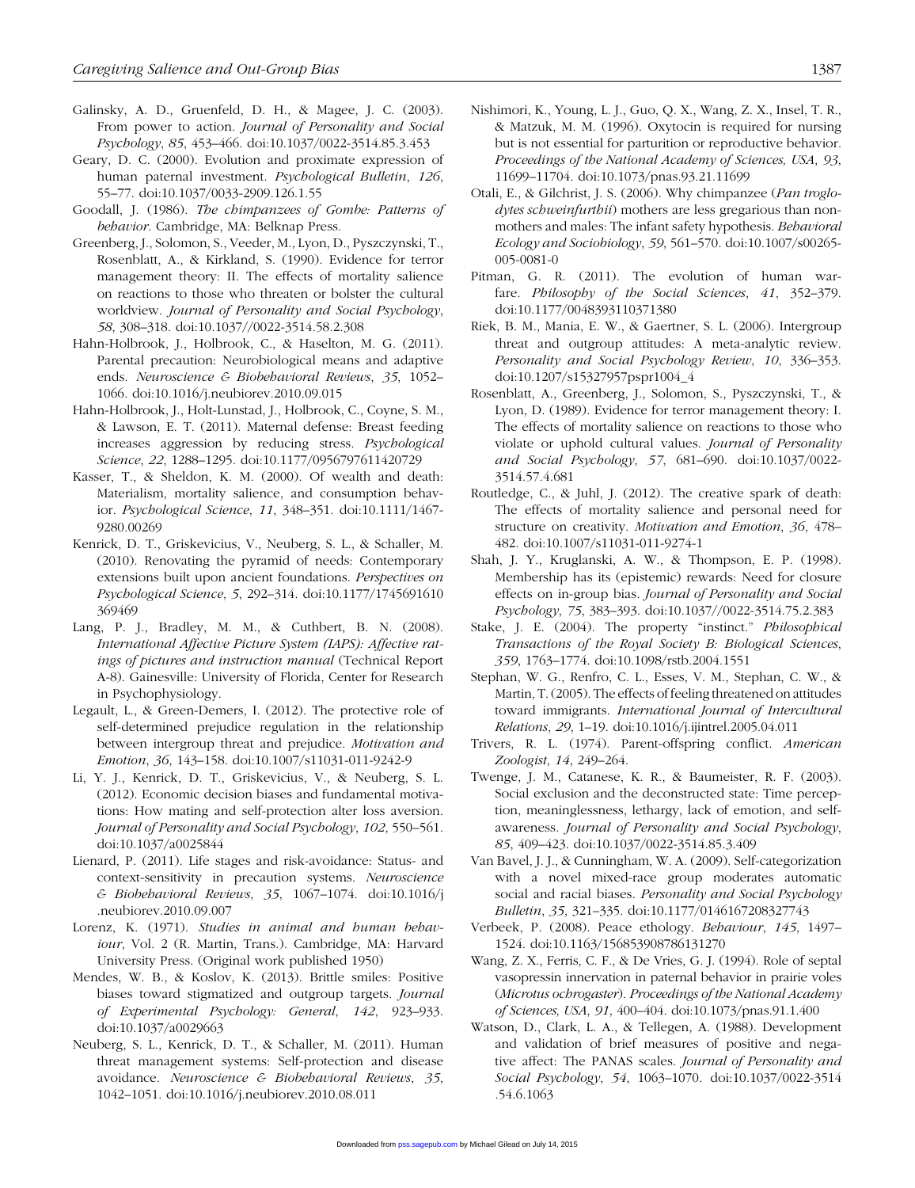Galinsky, A. D., Gruenfeld, D. H., & Magee, J. C. (2003). From power to action. *Journal of Personality and Social Psychology*, *85*, 453–466. doi:10.1037/0022-3514.85.3.453

Geary, D. C. (2000). Evolution and proximate expression of human paternal investment. *Psychological Bulletin*, *126*, 55–77. doi:10.1037/0033-2909.126.1.55

Goodall, J. (1986). *The chimpanzees of Gombe: Patterns of behavior*. Cambridge, MA: Belknap Press.

Greenberg, J., Solomon, S., Veeder, M., Lyon, D., Pyszczynski, T., Rosenblatt, A., & Kirkland, S. (1990). Evidence for terror management theory: II. The effects of mortality salience on reactions to those who threaten or bolster the cultural worldview. *Journal of Personality and Social Psychology*, *58*, 308–318. doi:10.1037//0022-3514.58.2.308

Hahn-Holbrook, J., Holbrook, C., & Haselton, M. G. (2011). Parental precaution: Neurobiological means and adaptive ends. *Neuroscience & Biobehavioral Reviews*, *35*, 1052–1066. doi:10.1016/j.neubiorev.2010.09.015

Hahn-Holbrook, J., Holt-Lunstad, J., Holbrook, C., Coyne, S. M., & Lawson, E. T. (2011). Maternal defense: Breast feeding increases aggression by reducing stress. *Psychological Science*, *22*, 1288–1295. doi:10.1177/0956797611420729

Kasser, T., & Sheldon, K. M. (2000). Of wealth and death: Materialism, mortality salience, and consumption behavior. *Psychological Science*, *11*, 348–351. doi:10.1111/1467-9280.00269

Kenrick, D. T., Griskevicius, V., Neuberg, S. L., & Schaller, M. (2010). Renovating the pyramid of needs: Contemporary extensions built upon ancient foundations. *Perspectives on Psychological Science*, *5*, 292–314. doi:10.1177/1745691610369469

Lang, P. J., Bradley, M. M., & Cuthbert, B. N. (2008). *International Affective Picture System (IAPS): Affective ratings of pictures and instruction manual* (Technical Report A-8). Gainesville: University of Florida, Center for Research in Psychophysiology.

Legault, L., & Green-Demers, I. (2012). The protective role of self-determined prejudice regulation in the relationship between intergroup threat and prejudice. *Motivation and Emotion*, *36*, 143–158. doi:10.1007/s11031-011-9242-9

Li, Y. J., Kenrick, D. T., Griskevicius, V., & Neuberg, S. L. (2012). Economic decision biases and fundamental motivations: How mating and self-protection alter loss aversion. *Journal of Personality and Social Psychology*, *102*, 550–561. doi:10.1037/a0025844

Lienard, P. (2011). Life stages and risk-avoidance: Status- and context-sensitivity in precaution systems. *Neuroscience & Biobehavioral Reviews*, *35*, 1067–1074. doi:10.1016/j.neubiorev.2010.09.007

Lorenz, K. (1971). *Studies in animal and human behaviour*, Vol. 2 (R. Martin, Trans.). Cambridge, MA: Harvard University Press. (Original work published 1950)

Mendes, W. B., & Koslov, K. (2013). Brittle smiles: Positive biases toward stigmatized and outgroup targets. *Journal of Experimental Psychology: General*, *142*, 923–933. doi:10.1037/a0029663

Neuberg, S. L., Kenrick, D. T., & Schaller, M. (2011). Human threat management systems: Self-protection and disease avoidance. *Neuroscience & Biobehavioral Reviews*, *35*, 1042–1051. doi:10.1016/j.neubiorev.2010.08.011

Nishimori, K., Young, L. J., Guo, Q. X., Wang, Z. X., Insel, T. R., & Matzuk, M. M. (1996). Oxytocin is required for nursing but is not essential for parturition or reproductive behavior. *Proceedings of the National Academy of Sciences, USA*, *93*, 11699–11704. doi:10.1073/pnas.93.21.11699

Otali, E., & Gilchrist, J. S. (2006). Why chimpanzee (*Pan troglodytes schweinfurthii*) mothers are less gregarious than nonmothers and males: The infant safety hypothesis. *Behavioral Ecology and Sociobiology*, *59*, 561–570. doi:10.1007/s00265-005-0081-0

Pitman, G. R. (2011). The evolution of human warfare. *Philosophy of the Social Sciences*, *41*, 352–379. doi:10.1177/0048393110371380

Riek, B. M., Mania, E. W., & Gaertner, S. L. (2006). Intergroup threat and outgroup attitudes: A meta-analytic review. *Personality and Social Psychology Review*, *10*, 336–353. doi:10.1207/s15327957pspr1004_4

Rosenblatt, A., Greenberg, J., Solomon, S., Pyszczynski, T., & Lyon, D. (1989). Evidence for terror management theory: I. The effects of mortality salience on reactions to those who violate or uphold cultural values. *Journal of Personality and Social Psychology*, *57*, 681–690. doi:10.1037/0022-3514.57.4.681

Routledge, C., & Juhl, J. (2012). The creative spark of death: The effects of mortality salience and personal need for structure on creativity. *Motivation and Emotion*, *36*, 478–482. doi:10.1007/s11031-011-9274-1

Shah, J. Y., Kruglanski, A. W., & Thompson, E. P. (1998). Membership has its (epistemic) rewards: Need for closure effects on in-group bias. *Journal of Personality and Social Psychology*, *75*, 383–393. doi:10.1037//0022-3514.75.2.383

Stake, J. E. (2004). The property "instinct." *Philosophical Transactions of the Royal Society B: Biological Sciences*, *359*, 1763–1774. doi:10.1098/rstb.2004.1551

Stephan, W. G., Renfro, C. L., Esses, V. M., Stephan, C. W., & Martin, T. (2005). The effects of feeling threatened on attitudes toward immigrants. *International Journal of Intercultural Relations*, *29*, 1–19. doi:10.1016/j.ijintrel.2005.04.011

Trivers, R. L. (1974). Parent-offspring conflict. *American Zoologist*, *14*, 249–264.

Twenge, J. M., Catanese, K. R., & Baumeister, R. F. (2003). Social exclusion and the deconstructed state: Time perception, meaninglessness, lethargy, lack of emotion, and self-awareness. *Journal of Personality and Social Psychology*, *85*, 409–423. doi:10.1037/0022-3514.85.3.409

Van Bavel, J. J., & Cunningham, W. A. (2009). Self-categorization with a novel mixed-race group moderates automatic social and racial biases. *Personality and Social Psychology Bulletin*, *35*, 321–335. doi:10.1177/0146167208327743

Verbeek, P. (2008). Peace ethology. *Behaviour*, *145*, 1497–1524. doi:10.1163/156853908786131270

Wang, Z. X., Ferris, C. F., & De Vries, G. J. (1994). Role of septal vasopressin innervation in paternal behavior in prairie voles (*Microtus ochrogaster*). *Proceedings of the National Academy of Sciences, USA*, *91*, 400–404. doi:10.1073/pnas.91.1.400

Watson, D., Clark, L. A., & Tellegen, A. (1988). Development and validation of brief measures of positive and negative affect: The PANAS scales. *Journal of Personality and Social Psychology*, *54*, 1063–1070. doi:10.1037/0022-3514.54.6.1063